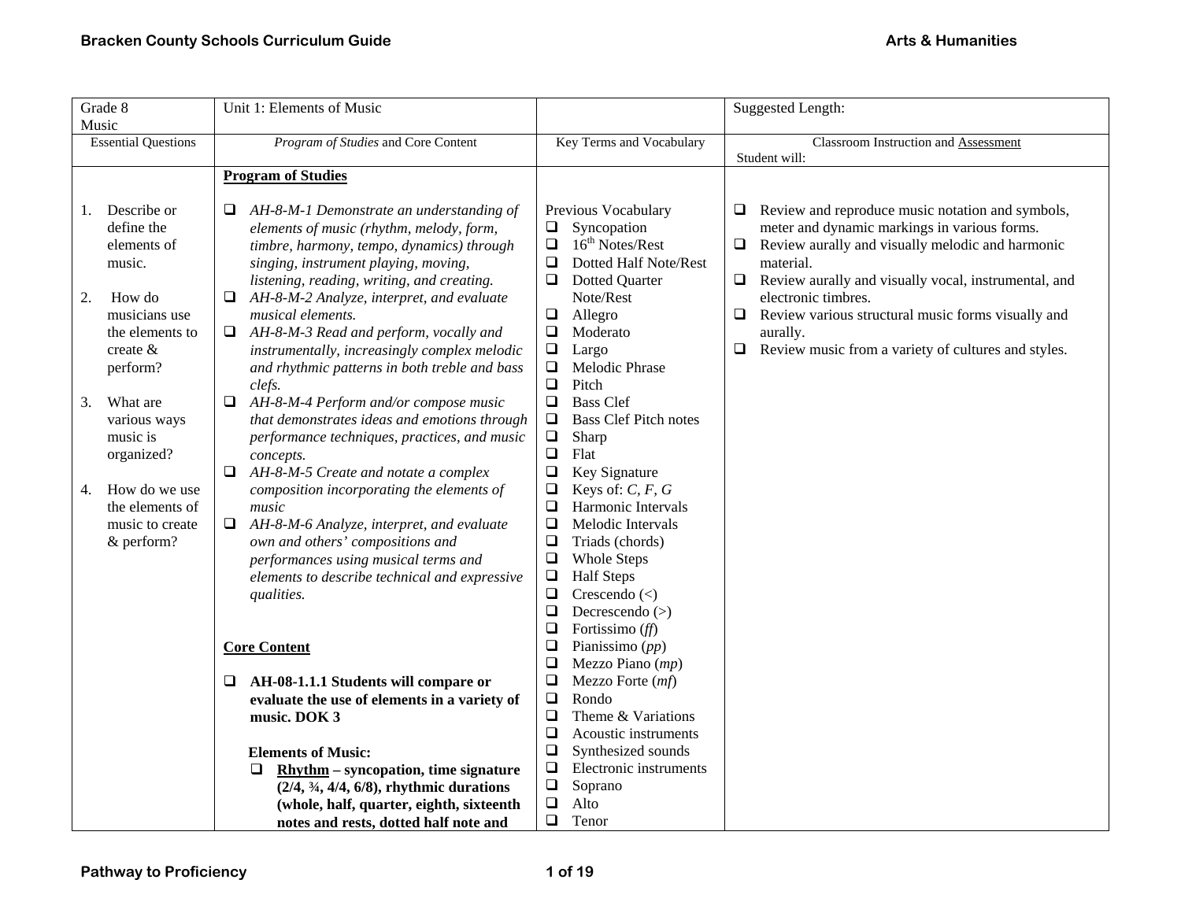| Grade 8<br>Music | Unit 1: Elements of Music | | Suggested Length: |
|---|---|---|---|
| Essential Questions | *Program of Studies* and Core Content | Key Terms and Vocabulary | Classroom Instruction and <u>Assessment</u><br>Student will: |
| 1. Describe or define the elements of music.<br><br>2. How do musicians use the elements to create & perform?<br><br>3. What are various ways music is organized?<br><br>4. How do we use the elements of music to create & perform? | <u>**Program of Studies**</u><br><br>❑ *AH-8-M-1 Demonstrate an understanding of elements of music (rhythm, melody, form, timbre, harmony, tempo, dynamics) through singing, instrument playing, moving, listening, reading, writing, and creating.*<br>❑ *AH-8-M-2 Analyze, interpret, and evaluate musical elements.*<br>❑ *AH-8-M-3 Read and perform, vocally and instrumentally, increasingly complex melodic and rhythmic patterns in both treble and bass clefs.*<br>❑ *AH-8-M-4 Perform and/or compose music that demonstrates ideas and emotions through performance techniques, practices, and music concepts.*<br>❑ *AH-8-M-5 Create and notate a complex composition incorporating the elements of music*<br>❑ *AH-8-M-6 Analyze, interpret, and evaluate own and others' compositions and performances using musical terms and elements to describe technical and expressive qualities.*<br><br><u>**Core Content**</u><br><br>❑ **AH-08-1.1.1 Students will compare or evaluate the use of elements in a variety of music. DOK 3**<br><br>**Elements of Music:**<br>❑ **<u>Rhythm</u> – syncopation, time signature (2/4, ¾, 4/4, 6/8), rhythmic durations (whole, half, quarter, eighth, sixteenth notes and rests, dotted half note and** | Previous Vocabulary<br>❑ Syncopation<br>❑ 16th Notes/Rest<br>❑ Dotted Half Note/Rest<br>❑ Dotted Quarter Note/Rest<br>❑ Allegro<br>❑ Moderato<br>❑ Largo<br>❑ Melodic Phrase<br>❑ Pitch<br>❑ Bass Clef<br>❑ Bass Clef Pitch notes<br>❑ Sharp<br>❑ Flat<br>❑ Key Signature<br>❑ Keys of: *C, F, G*<br>❑ Harmonic Intervals<br>❑ Melodic Intervals<br>❑ Triads (chords)<br>❑ Whole Steps<br>❑ Half Steps<br>❑ Crescendo (<)<br>❑ Decrescendo (>)<br>❑ Fortissimo (*ff*)<br>❑ Pianissimo (*pp*)<br>❑ Mezzo Piano (*mp*)<br>❑ Mezzo Forte (*mf*)<br>❑ Rondo<br>❑ Theme & Variations<br>❑ Acoustic instruments<br>❑ Synthesized sounds<br>❑ Electronic instruments<br>❑ Soprano<br>❑ Alto<br>❑ Tenor | ❑ Review and reproduce music notation and symbols, meter and dynamic markings in various forms.<br>❑ Review aurally and visually melodic and harmonic material.<br>❑ Review aurally and visually vocal, instrumental, and electronic timbres.<br>❑ Review various structural music forms visually and aurally.<br>❑ Review music from a variety of cultures and styles. |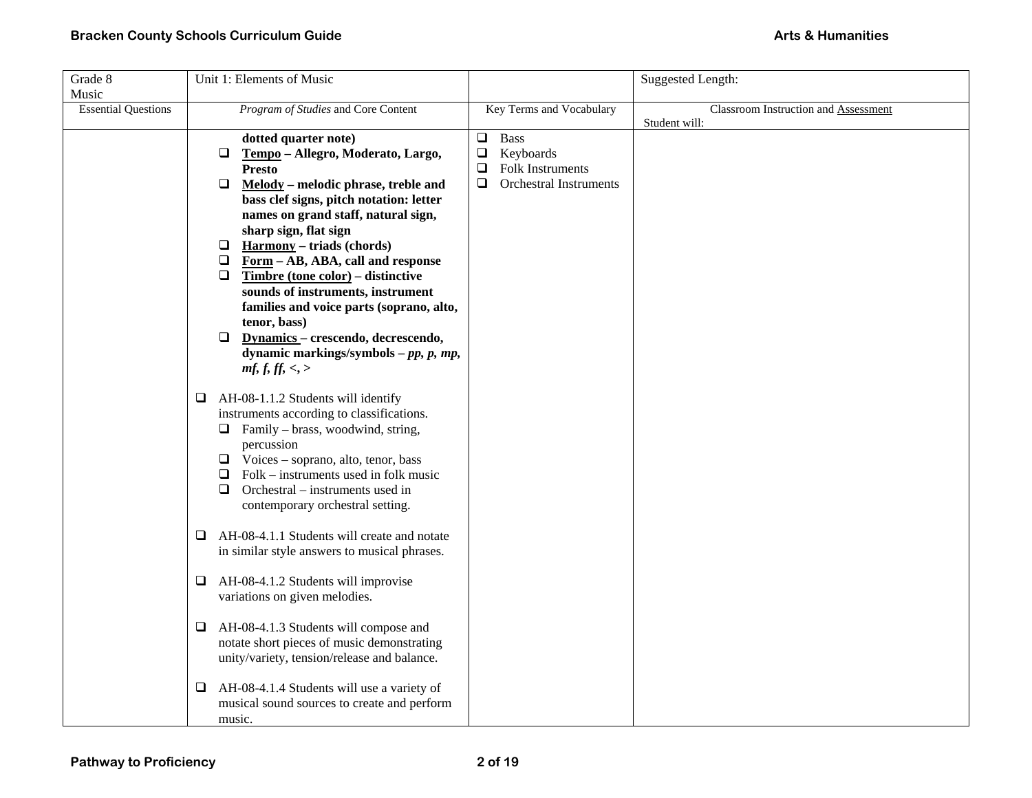| Grade 8 Music | Unit 1: Elements of Music | | Suggested Length: |
|---|---|---|---|
| Essential Questions | *Program of Studies* and Core Content | Key Terms and Vocabulary | Classroom Instruction and Assessment<br>Student will: |
| | **dotted quarter note)**<br>❑ **Tempo – Allegro, Moderato, Largo, Presto**<br>❑ **Melody – melodic phrase, treble and bass clef signs, pitch notation: letter names on grand staff, natural sign, sharp sign, flat sign**<br>❑ **Harmony – triads (chords)**<br>❑ **Form – AB, ABA, call and response**<br>❑ **Timbre (tone color) – distinctive sounds of instruments, instrument families and voice parts (soprano, alto, tenor, bass)**<br>❑ **Dynamics – crescendo, decrescendo, dynamic markings/symbols – *pp, p, mp, mf, f, ff, <, >***<br><br>❑ AH-08-1.1.2 Students will identify instruments according to classifications.<br>❑ Family – brass, woodwind, string, percussion<br>❑ Voices – soprano, alto, tenor, bass<br>❑ Folk – instruments used in folk music<br>❑ Orchestral – instruments used in contemporary orchestral setting.<br><br>❑ AH-08-4.1.1 Students will create and notate in similar style answers to musical phrases.<br><br>❑ AH-08-4.1.2 Students will improvise variations on given melodies.<br><br>❑ AH-08-4.1.3 Students will compose and notate short pieces of music demonstrating unity/variety, tension/release and balance.<br><br>❑ AH-08-4.1.4 Students will use a variety of musical sound sources to create and perform music. | ❑ Bass<br>❑ Keyboards<br>❑ Folk Instruments<br>❑ Orchestral Instruments | |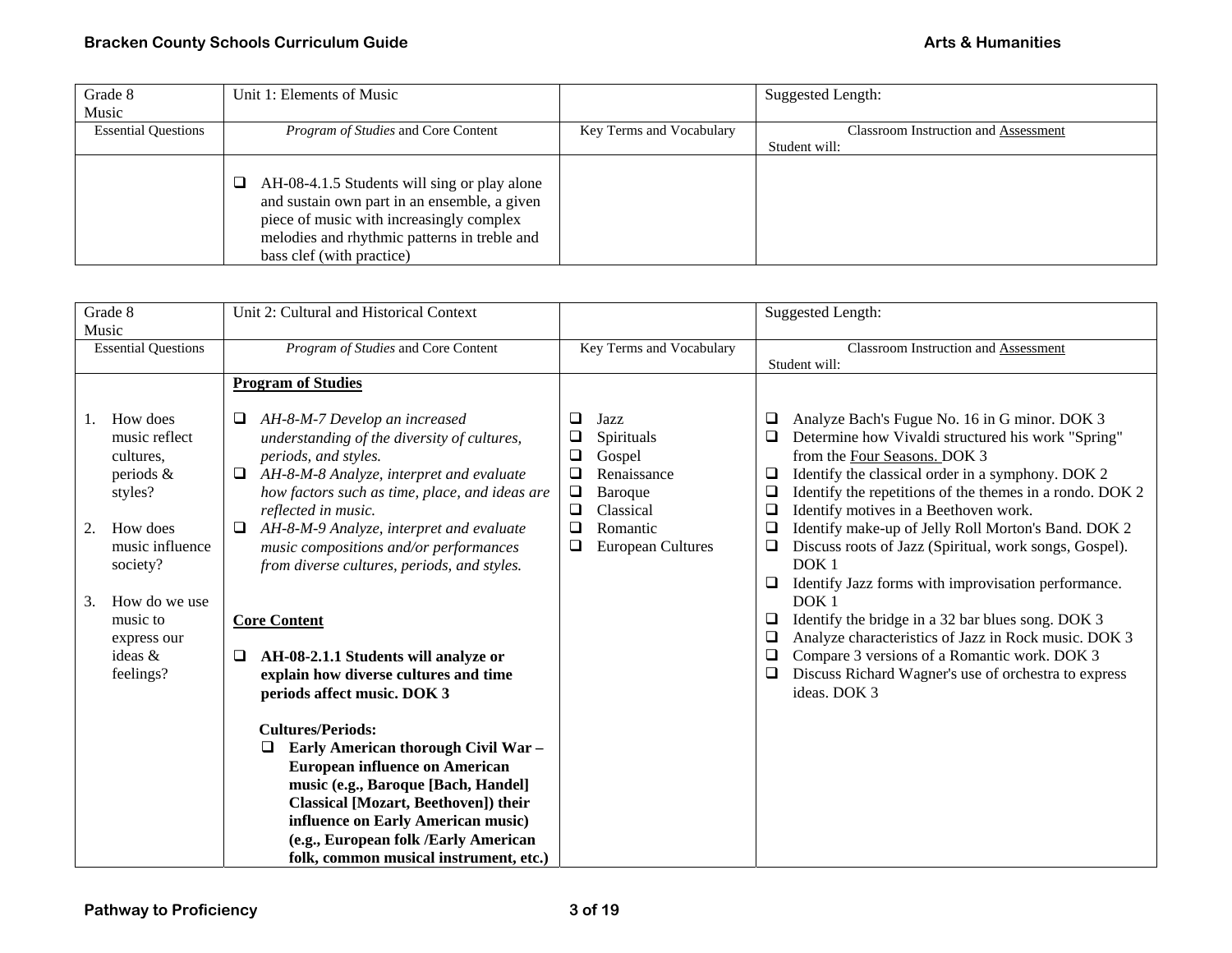| Grade 8 Music | Unit 1: Elements of Music | | Suggested Length: |
|---|---|---|---|
| Essential Questions | *Program of Studies* and Core Content | Key Terms and Vocabulary | Classroom Instruction and Assessment Student will: |
| | ❑ AH-08-4.1.5 Students will sing or play alone and sustain own part in an ensemble, a given piece of music with increasingly complex melodies and rhythmic patterns in treble and bass clef (with practice) | | |

| Grade 8 Music | Unit 2: Cultural and Historical Context | | Suggested Length: |
|---|---|---|---|
| Essential Questions | *Program of Studies* and Core Content | Key Terms and Vocabulary | Classroom Instruction and Assessment Student will: |
| 1. How does music reflect cultures, periods & styles?<br><br>2. How does music influence society?<br><br>3. How do we use music to express our ideas & feelings? | **Program of Studies**<br><br>❑ *AH-8-M-7 Develop an increased understanding of the diversity of cultures, periods, and styles.*<br>❑ *AH-8-M-8 Analyze, interpret and evaluate how factors such as time, place, and ideas are reflected in music.*<br>❑ *AH-8-M-9 Analyze, interpret and evaluate music compositions and/or performances from diverse cultures, periods, and styles.*<br><br>**Core Content**<br><br>❑ **AH-08-2.1.1 Students will analyze or explain how diverse cultures and time periods affect music. DOK 3**<br><br>**Cultures/Periods:**<br>❑ **Early American thorough Civil War – European influence on American music (e.g., Baroque [Bach, Handel] Classical [Mozart, Beethoven]) their influence on Early American music) (e.g., European folk /Early American folk, common musical instrument, etc.)** | ❑ Jazz<br>❑ Spirituals<br>❑ Gospel<br>❑ Renaissance<br>❑ Baroque<br>❑ Classical<br>❑ Romantic<br>❑ European Cultures | ❑ Analyze Bach's Fugue No. 16 in G minor. DOK 3<br>❑ Determine how Vivaldi structured his work "Spring" from the Four Seasons. DOK 3<br>❑ Identify the classical order in a symphony. DOK 2<br>❑ Identify the repetitions of the themes in a rondo. DOK 2<br>❑ Identify motives in a Beethoven work.<br>❑ Identify make-up of Jelly Roll Morton's Band. DOK 2<br>❑ Discuss roots of Jazz (Spiritual, work songs, Gospel). DOK 1<br>❑ Identify Jazz forms with improvisation performance. DOK 1<br>❑ Identify the bridge in a 32 bar blues song. DOK 3<br>❑ Analyze characteristics of Jazz in Rock music. DOK 3<br>❑ Compare 3 versions of a Romantic work. DOK 3<br>❑ Discuss Richard Wagner's use of orchestra to express ideas. DOK 3 |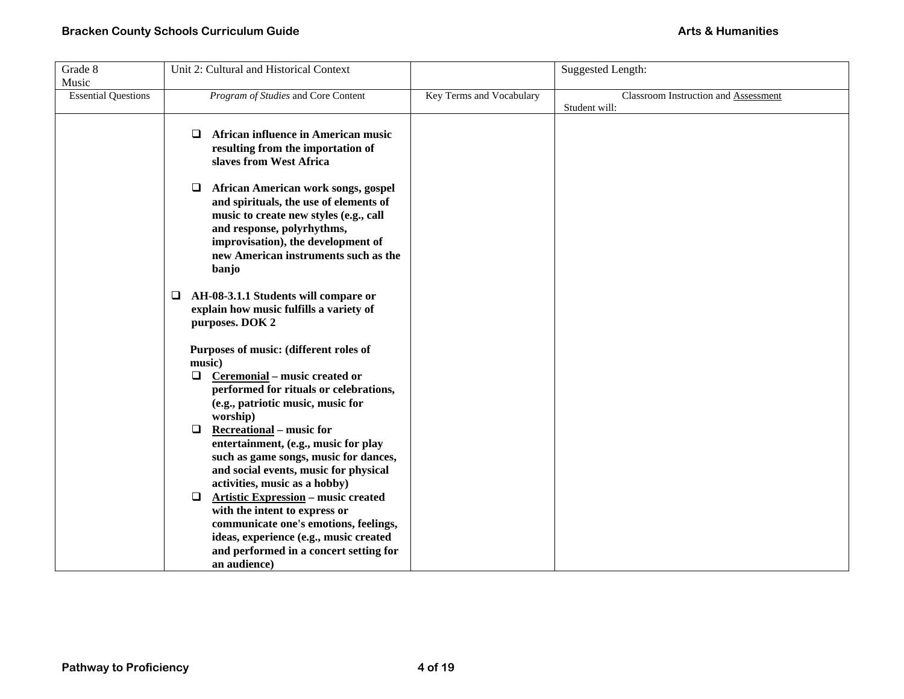| Grade 8 Music | Unit 2: Cultural and Historical Context | | Suggested Length: |
|---|---|---|---|
| Essential Questions | *Program of Studies* and Core Content | Key Terms and Vocabulary | Classroom Instruction and Assessment<br>Student will: |
| | ❑ **African influence in American music resulting from the importation of slaves from West Africa**<br><br>❑ **African American work songs, gospel and spirituals, the use of elements of music to create new styles (e.g., call and response, polyrhythms, improvisation), the development of new American instruments such as the banjo**<br><br>❑ **AH-08-3.1.1 Students will compare or explain how music fulfills a variety of purposes. DOK 2**<br><br>**Purposes of music: (different roles of music)**<br>❑ **Ceremonial – music created or performed for rituals or celebrations, (e.g., patriotic music, music for worship)**<br>❑ **Recreational – music for entertainment, (e.g., music for play such as game songs, music for dances, and social events, music for physical activities, music as a hobby)**<br>❑ **Artistic Expression – music created with the intent to express or communicate one's emotions, feelings, ideas, experience (e.g., music created and performed in a concert setting for an audience)** | | |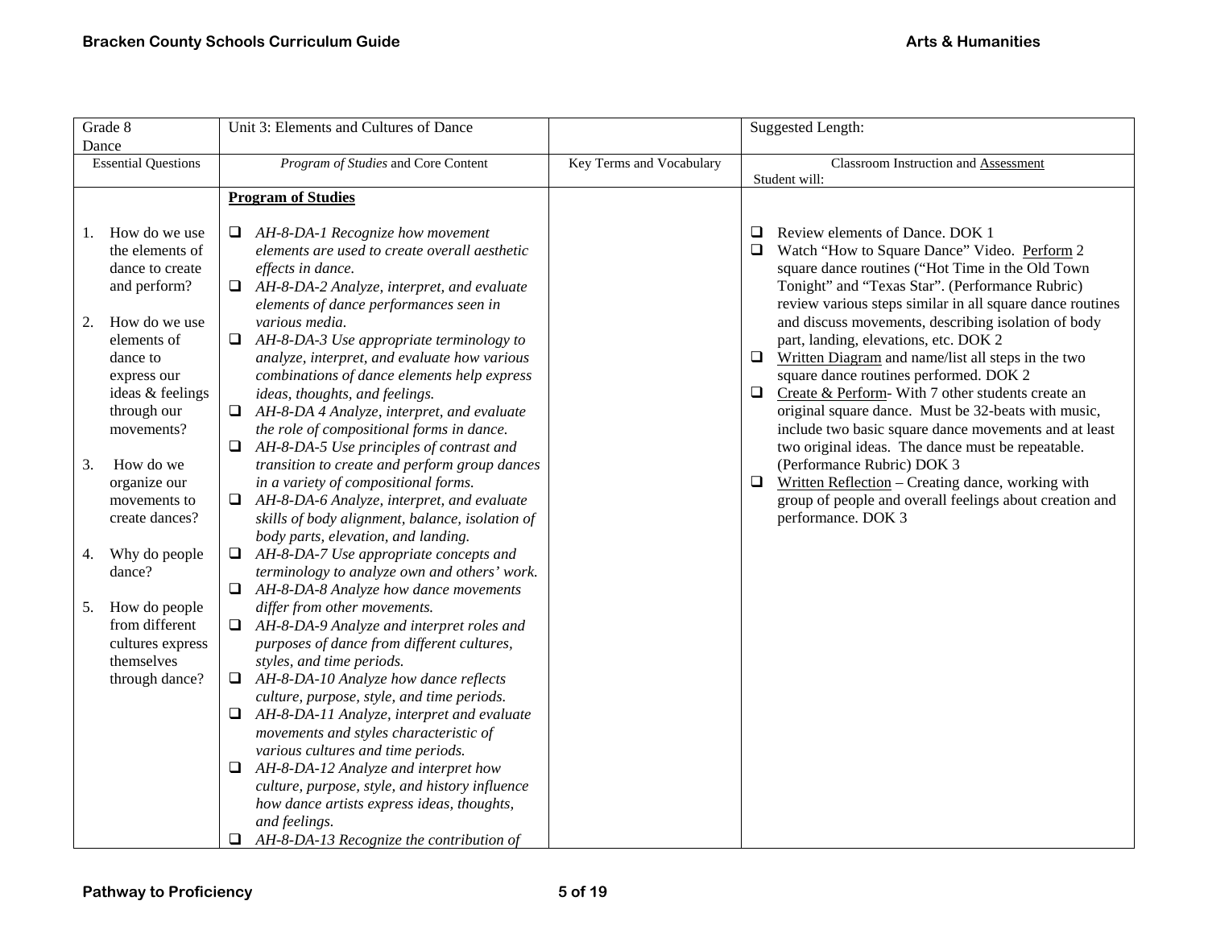| Grade 8 Dance | Unit 3: Elements and Cultures of Dance | | Suggested Length: |
|---|---|---|---|
| Essential Questions | *Program of Studies* and Core Content | Key Terms and Vocabulary | Classroom Instruction and <u>Assessment</u> Student will: |
| 1. How do we use the elements of dance to create and perform?<br><br>2. How do we use elements of dance to express our ideas & feelings through our movements?<br><br>3. How do we organize our movements to create dances?<br><br>4. Why do people dance?<br><br>5. How do people from different cultures express themselves through dance? | **<u>Program of Studies</u>**<br><br>❑ *AH-8-DA-1 Recognize how movement elements are used to create overall aesthetic effects in dance.*<br>❑ *AH-8-DA-2 Analyze, interpret, and evaluate elements of dance performances seen in various media.*<br>❑ *AH-8-DA-3 Use appropriate terminology to analyze, interpret, and evaluate how various combinations of dance elements help express ideas, thoughts, and feelings.*<br>❑ *AH-8-DA 4 Analyze, interpret, and evaluate the role of compositional forms in dance.*<br>❑ *AH-8-DA-5 Use principles of contrast and transition to create and perform group dances in a variety of compositional forms.*<br>❑ *AH-8-DA-6 Analyze, interpret, and evaluate skills of body alignment, balance, isolation of body parts, elevation, and landing.*<br>❑ *AH-8-DA-7 Use appropriate concepts and terminology to analyze own and others' work.*<br>❑ *AH-8-DA-8 Analyze how dance movements differ from other movements.*<br>❑ *AH-8-DA-9 Analyze and interpret roles and purposes of dance from different cultures, styles, and time periods.*<br>❑ *AH-8-DA-10 Analyze how dance reflects culture, purpose, style, and time periods.*<br>❑ *AH-8-DA-11 Analyze, interpret and evaluate movements and styles characteristic of various cultures and time periods.*<br>❑ *AH-8-DA-12 Analyze and interpret how culture, purpose, style, and history influence how dance artists express ideas, thoughts, and feelings.*<br>❑ *AH-8-DA-13 Recognize the contribution of* | | ❑ Review elements of Dance. DOK 1<br>❑ Watch "How to Square Dance" Video. <u>Perform</u> 2 square dance routines ("Hot Time in the Old Town Tonight" and "Texas Star". (Performance Rubric) review various steps similar in all square dance routines and discuss movements, describing isolation of body part, landing, elevations, etc. DOK 2<br>❑ <u>Written Diagram</u> and name/list all steps in the two square dance routines performed. DOK 2<br>❑ <u>Create & Perform</u>- With 7 other students create an original square dance. Must be 32-beats with music, include two basic square dance movements and at least two original ideas. The dance must be repeatable. (Performance Rubric) DOK 3<br>❑ <u>Written Reflection</u> – Creating dance, working with group of people and overall feelings about creation and performance. DOK 3 |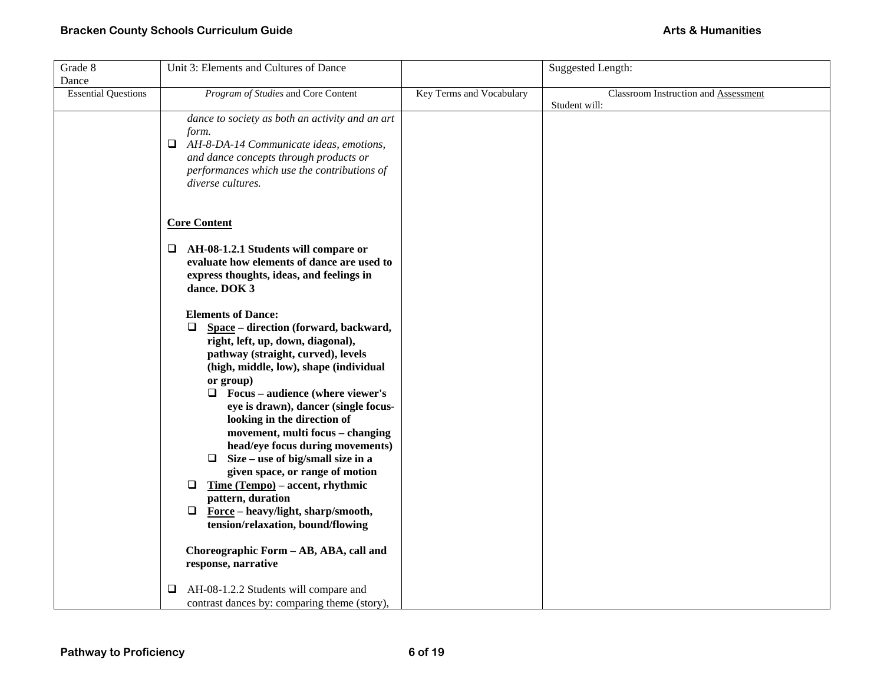| Grade 8<br>Dance | Unit 3: Elements and Cultures of Dance | | Suggested Length: |
|---|---|---|---|
| Essential Questions | *Program of Studies* and Core Content | Key Terms and Vocabulary | Classroom Instruction and Assessment<br>Student will: |
| | *dance to society as both an activity and an art form.*<br>❑ *AH-8-DA-14 Communicate ideas, emotions, and dance concepts through products or performances which use the contributions of diverse cultures.*<br><br>**Core Content**<br><br>❑ **AH-08-1.2.1 Students will compare or evaluate how elements of dance are used to express thoughts, ideas, and feelings in dance. DOK 3**<br><br>**Elements of Dance:**<br>❑ **Space – direction (forward, backward, right, left, up, down, diagonal), pathway (straight, curved), levels (high, middle, low), shape (individual or group)**<br>❑ **Focus – audience (where viewer's eye is drawn), dancer (single focus-looking in the direction of movement, multi focus – changing head/eye focus during movements)**<br>❑ **Size – use of big/small size in a given space, or range of motion**<br>❑ **Time (Tempo) – accent, rhythmic pattern, duration**<br>❑ **Force – heavy/light, sharp/smooth, tension/relaxation, bound/flowing**<br><br>**Choreographic Form – AB, ABA, call and response, narrative**<br><br>❑ AH-08-1.2.2 Students will compare and contrast dances by: comparing theme (story), | | |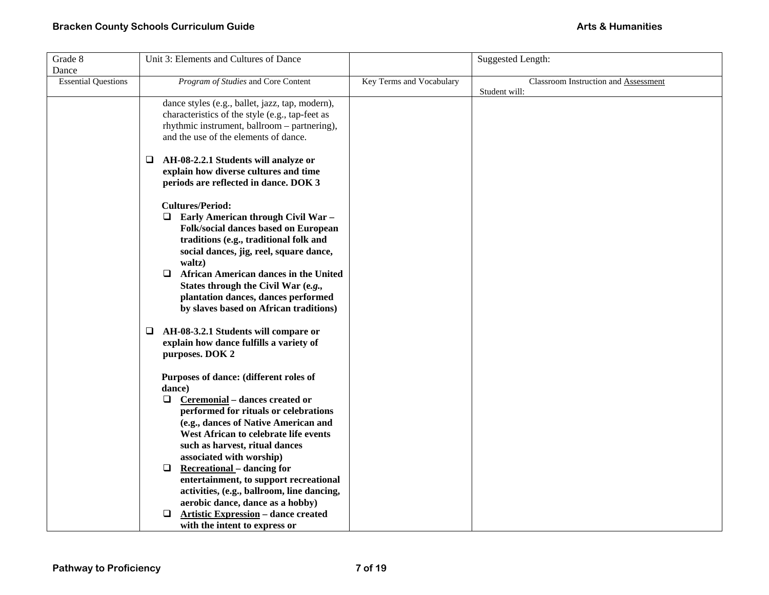| Grade 8 Dance | Unit 3: Elements and Cultures of Dance | | Suggested Length: |
|---|---|---|---|
| Essential Questions | *Program of Studies* and Core Content | Key Terms and Vocabulary | Classroom Instruction and Assessment<br>Student will: |
| | dance styles (e.g., ballet, jazz, tap, modern), characteristics of the style (e.g., tap-feet as rhythmic instrument, ballroom – partnering), and the use of the elements of dance.<br><br>❑ **AH-08-2.2.1 Students will analyze or explain how diverse cultures and time periods are reflected in dance. DOK 3**<br><br>**Cultures/Period:**<br>❑ **Early American through Civil War – Folk/social dances based on European traditions (e.g., traditional folk and social dances, jig, reel, square dance, waltz)**<br>❑ **African American dances in the United States through the Civil War (*e.g.*, plantation dances, dances performed by slaves based on African traditions)**<br><br>❑ **AH-08-3.2.1 Students will compare or explain how dance fulfills a variety of purposes. DOK 2**<br><br>**Purposes of dance: (different roles of dance)**<br>❑ **<u>Ceremonial</u> – dances created or performed for rituals or celebrations (e.g., dances of Native American and West African to celebrate life events such as harvest, ritual dances associated with worship)**<br>❑ **<u>Recreational</u> – dancing for entertainment, to support recreational activities, (e.g., ballroom, line dancing, aerobic dance, dance as a hobby)**<br>❑ **<u>Artistic Expression</u> – dance created with the intent to express or** | | |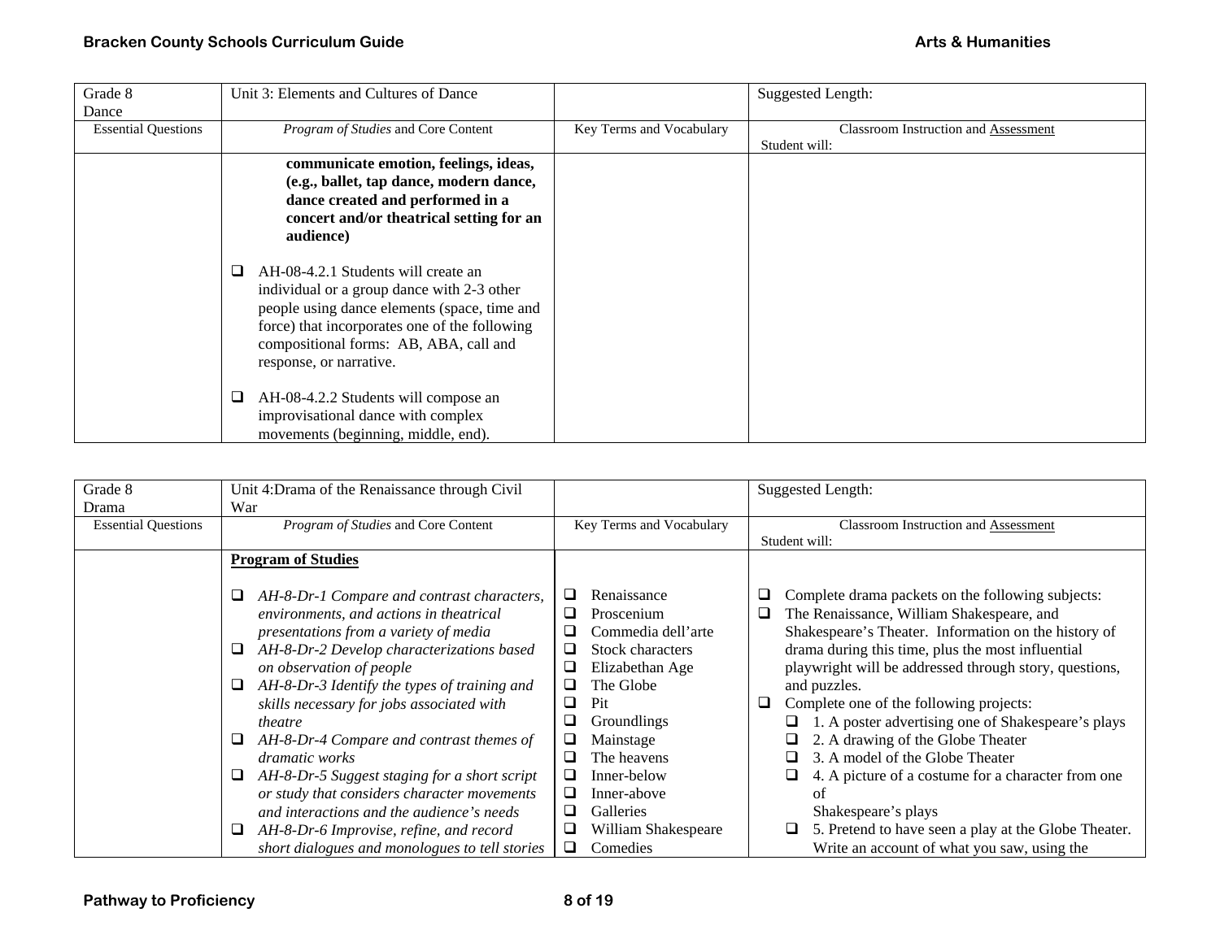| Grade 8<br>Dance | Unit 3: Elements and Cultures of Dance | | Suggested Length: |
|---|---|---|---|
| Essential Questions | *Program of Studies* and Core Content | Key Terms and Vocabulary | Classroom Instruction and Assessment<br>Student will: |
| | **communicate emotion, feelings, ideas, (e.g., ballet, tap dance, modern dance, dance created and performed in a concert and/or theatrical setting for an audience)**<br><br>❑ AH-08-4.2.1 Students will create an individual or a group dance with 2-3 other people using dance elements (space, time and force) that incorporates one of the following compositional forms: AB, ABA, call and response, or narrative.<br><br>❑ AH-08-4.2.2 Students will compose an improvisational dance with complex movements (beginning, middle, end). | | |

| Grade 8<br>Drama | Unit 4:Drama of the Renaissance through Civil War | | Suggested Length: |
|---|---|---|---|
| Essential Questions | *Program of Studies* and Core Content | Key Terms and Vocabulary | Classroom Instruction and Assessment<br>Student will: |
| | **Program of Studies**<br><br>❑ *AH-8-Dr-1 Compare and contrast characters, environments, and actions in theatrical presentations from a variety of media*<br>❑ *AH-8-Dr-2 Develop characterizations based on observation of people*<br>❑ *AH-8-Dr-3 Identify the types of training and skills necessary for jobs associated with theatre*<br>❑ *AH-8-Dr-4 Compare and contrast themes of dramatic works*<br>❑ *AH-8-Dr-5 Suggest staging for a short script or study that considers character movements and interactions and the audience's needs*<br>❑ *AH-8-Dr-6 Improvise, refine, and record short dialogues and monologues to tell stories* | ❑ Renaissance<br>❑ Proscenium<br>❑ Commedia dell'arte<br>❑ Stock characters<br>❑ Elizabethan Age<br>❑ The Globe<br>❑ Pit<br>❑ Groundlings<br>❑ Mainstage<br>❑ The heavens<br>❑ Inner-below<br>❑ Inner-above<br>❑ Galleries<br>❑ William Shakespeare<br>❑ Comedies | ❑ Complete drama packets on the following subjects:<br>❑ The Renaissance, William Shakespeare, and Shakespeare's Theater. Information on the history of drama during this time, plus the most influential playwright will be addressed through story, questions, and puzzles.<br>❑ Complete one of the following projects:<br>❑ 1. A poster advertising one of Shakespeare's plays<br>❑ 2. A drawing of the Globe Theater<br>❑ 3. A model of the Globe Theater<br>❑ 4. A picture of a costume for a character from one of Shakespeare's plays<br>❑ 5. Pretend to have seen a play at the Globe Theater. Write an account of what you saw, using the |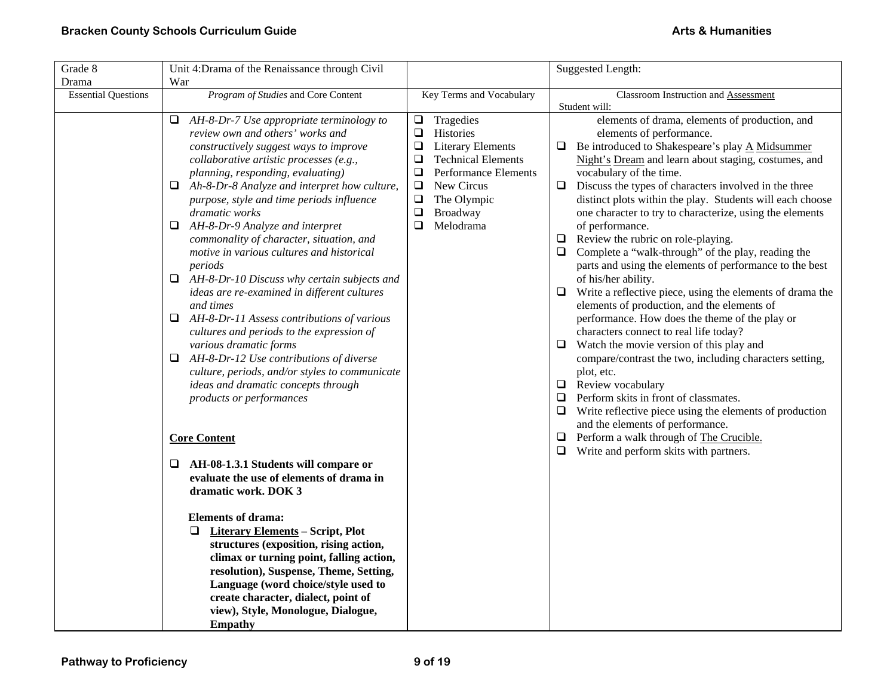| Grade 8 Drama | Unit 4:Drama of the Renaissance through Civil War | | Suggested Length: |
|---|---|---|---|
| Essential Questions | *Program of Studies* and Core Content | Key Terms and Vocabulary | Classroom Instruction and Assessment<br>Student will: |
| | ❑ *AH-8-Dr-7 Use appropriate terminology to review own and others' works and constructively suggest ways to improve collaborative artistic processes (e.g., planning, responding, evaluating)*<br>❑ *Ah-8-Dr-8 Analyze and interpret how culture, purpose, style and time periods influence dramatic works*<br>❑ *AH-8-Dr-9 Analyze and interpret commonality of character, situation, and motive in various cultures and historical periods*<br>❑ *AH-8-Dr-10 Discuss why certain subjects and ideas are re-examined in different cultures and times*<br>❑ *AH-8-Dr-11 Assess contributions of various cultures and periods to the expression of various dramatic forms*<br>❑ *AH-8-Dr-12 Use contributions of diverse culture, periods, and/or styles to communicate ideas and dramatic concepts through products or performances*<br><br>**Core Content**<br><br>❑ **AH-08-1.3.1 Students will compare or evaluate the use of elements of drama in dramatic work. DOK 3**<br><br>**Elements of drama:**<br>❑ **Literary Elements – Script, Plot structures (exposition, rising action, climax or turning point, falling action, resolution), Suspense, Theme, Setting, Language (word choice/style used to create character, dialect, point of view), Style, Monologue, Dialogue, Empathy** | ❑ Tragedies<br>❑ Histories<br>❑ Literary Elements<br>❑ Technical Elements<br>❑ Performance Elements<br>❑ New Circus<br>❑ The Olympic<br>❑ Broadway<br>❑ Melodrama | elements of drama, elements of production, and elements of performance.<br>❑ Be introduced to Shakespeare's play A Midsummer Night's Dream and learn about staging, costumes, and vocabulary of the time.<br>❑ Discuss the types of characters involved in the three distinct plots within the play. Students will each choose one character to try to characterize, using the elements of performance.<br>❑ Review the rubric on role-playing.<br>❑ Complete a "walk-through" of the play, reading the parts and using the elements of performance to the best of his/her ability.<br>❑ Write a reflective piece, using the elements of drama the elements of production, and the elements of performance. How does the theme of the play or characters connect to real life today?<br>❑ Watch the movie version of this play and compare/contrast the two, including characters setting, plot, etc.<br>❑ Review vocabulary<br>❑ Perform skits in front of classmates.<br>❑ Write reflective piece using the elements of production and the elements of performance.<br>❑ Perform a walk through of The Crucible.<br>❑ Write and perform skits with partners. |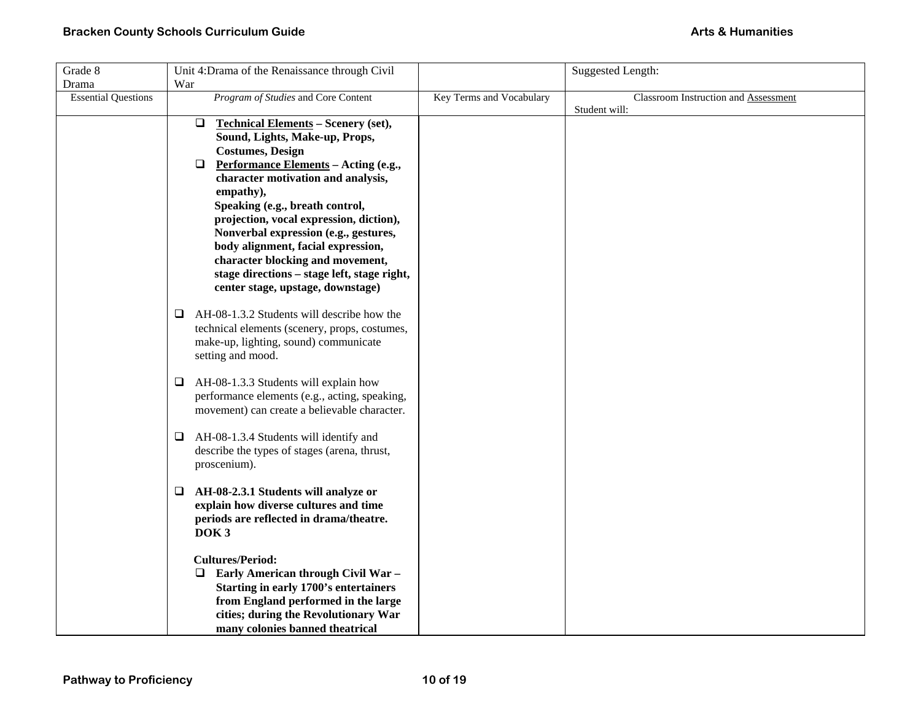| Grade 8<br>Drama | Unit 4:Drama of the Renaissance through Civil War | | Suggested Length: |
|---|---|---|---|
| Essential Questions | *Program of Studies* and Core Content | Key Terms and Vocabulary | Classroom Instruction and Assessment<br>Student will: |
| | ❑ **Technical Elements – Scenery (set), Sound, Lights, Make-up, Props, Costumes, Design**<br>❑ **Performance Elements – Acting (e.g., character motivation and analysis, empathy), Speaking (e.g., breath control, projection, vocal expression, diction), Nonverbal expression (e.g., gestures, body alignment, facial expression, character blocking and movement, stage directions – stage left, stage right, center stage, upstage, downstage)**<br><br>❑ AH-08-1.3.2 Students will describe how the technical elements (scenery, props, costumes, make-up, lighting, sound) communicate setting and mood.<br><br>❑ AH-08-1.3.3 Students will explain how performance elements (e.g., acting, speaking, movement) can create a believable character.<br><br>❑ AH-08-1.3.4 Students will identify and describe the types of stages (arena, thrust, proscenium).<br><br>❑ **AH-08-2.3.1 Students will analyze or explain how diverse cultures and time periods are reflected in drama/theatre. DOK 3**<br><br>**Cultures/Period:**<br>❑ **Early American through Civil War – Starting in early 1700's entertainers from England performed in the large cities; during the Revolutionary War many colonies banned theatrical** | | |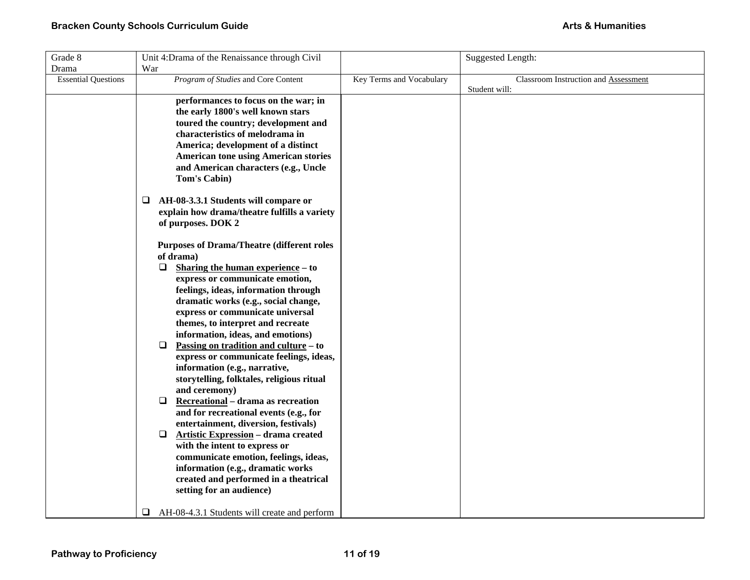| Grade 8 Drama | Unit 4:Drama of the Renaissance through Civil War | | Suggested Length: |
|---|---|---|---|
| Essential Questions | *Program of Studies* and Core Content | Key Terms and Vocabulary | Classroom Instruction and Assessment Student will: |
| | **performances to focus on the war; in the early 1800's well known stars toured the country; development and characteristics of melodrama in America; development of a distinct American tone using American stories and American characters (e.g., Uncle Tom's Cabin)**<br><br>❑ **AH-08-3.3.1 Students will compare or explain how drama/theatre fulfills a variety of purposes. DOK 2**<br><br>**Purposes of Drama/Theatre (different roles of drama)**<br>❑ **Sharing the human experience – to express or communicate emotion, feelings, ideas, information through dramatic works (e.g., social change, express or communicate universal themes, to interpret and recreate information, ideas, and emotions)**<br>❑ **Passing on tradition and culture – to express or communicate feelings, ideas, information (e.g., narrative, storytelling, folktales, religious ritual and ceremony)**<br>❑ **Recreational – drama as recreation and for recreational events (e.g., for entertainment, diversion, festivals)**<br>❑ **Artistic Expression – drama created with the intent to express or communicate emotion, feelings, ideas, information (e.g., dramatic works created and performed in a theatrical setting for an audience)**<br><br>❑ AH-08-4.3.1 Students will create and perform | | |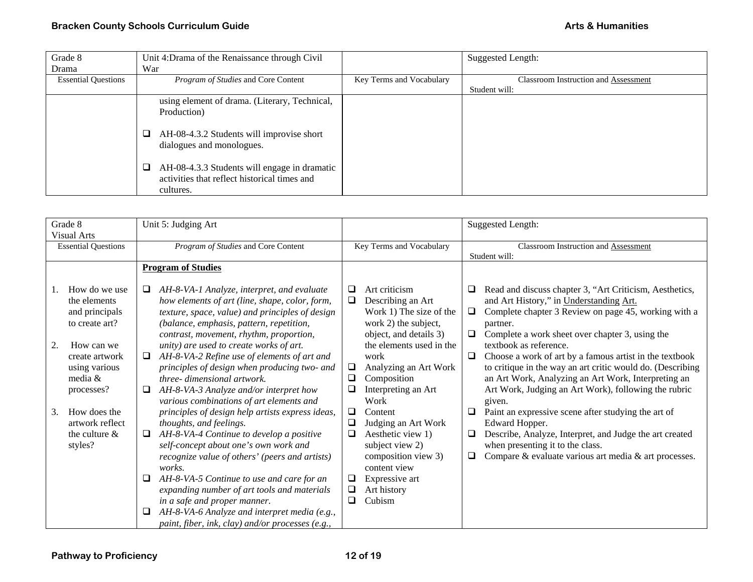| Grade 8 Drama | Unit 4:Drama of the Renaissance through Civil War | | Suggested Length: |
|---|---|---|---|
| Essential Questions | *Program of Studies* and Core Content | Key Terms and Vocabulary | Classroom Instruction and Assessment<br>Student will: |
| | using element of drama. (Literary, Technical, Production)<br><br>❑ AH-08-4.3.2 Students will improvise short dialogues and monologues.<br><br>❑ AH-08-4.3.3 Students will engage in dramatic activities that reflect historical times and cultures. | | |

| Grade 8 Visual Arts | Unit 5: Judging Art | | Suggested Length: |
|---|---|---|---|
| Essential Questions | *Program of Studies* and Core Content | Key Terms and Vocabulary | Classroom Instruction and Assessment<br>Student will: |
| 1. How do we use the elements and principals to create art?<br><br>2. How can we create artwork using various media & processes?<br><br>3. How does the artwork reflect the culture & styles? | **Program of Studies**<br><br>❑ *AH-8-VA-1 Analyze, interpret, and evaluate how elements of art (line, shape, color, form, texture, space, value) and principles of design (balance, emphasis, pattern, repetition, contrast, movement, rhythm, proportion, unity) are used to create works of art.*<br>❑ *AH-8-VA-2 Refine use of elements of art and principles of design when producing two- and three- dimensional artwork.*<br>❑ *AH-8-VA-3 Analyze and/or interpret how various combinations of art elements and principles of design help artists express ideas, thoughts, and feelings.*<br>❑ *AH-8-VA-4 Continue to develop a positive self-concept about one's own work and recognize value of others' (peers and artists) works.*<br>❑ *AH-8-VA-5 Continue to use and care for an expanding number of art tools and materials in a safe and proper manner.*<br>❑ *AH-8-VA-6 Analyze and interpret media (e.g., paint, fiber, ink, clay) and/or processes (e.g.,* | ❑ Art criticism<br>❑ Describing an Art Work 1) The size of the work 2) the subject, object, and details 3) the elements used in the work<br>❑ Analyzing an Art Work<br>❑ Composition<br>❑ Interpreting an Art Work<br>❑ Content<br>❑ Judging an Art Work<br>❑ Aesthetic view 1) subject view 2) composition view 3) content view<br>❑ Expressive art<br>❑ Art history<br>❑ Cubism | ❑ Read and discuss chapter 3, "Art Criticism, Aesthetics, and Art History," in Understanding Art.<br>❑ Complete chapter 3 Review on page 45, working with a partner.<br>❑ Complete a work sheet over chapter 3, using the textbook as reference.<br>❑ Choose a work of art by a famous artist in the textbook to critique in the way an art critic would do. (Describing an Art Work, Analyzing an Art Work, Interpreting an Art Work, Judging an Art Work), following the rubric given.<br>❑ Paint an expressive scene after studying the art of Edward Hopper.<br>❑ Describe, Analyze, Interpret, and Judge the art created when presenting it to the class.<br>❑ Compare & evaluate various art media & art processes. |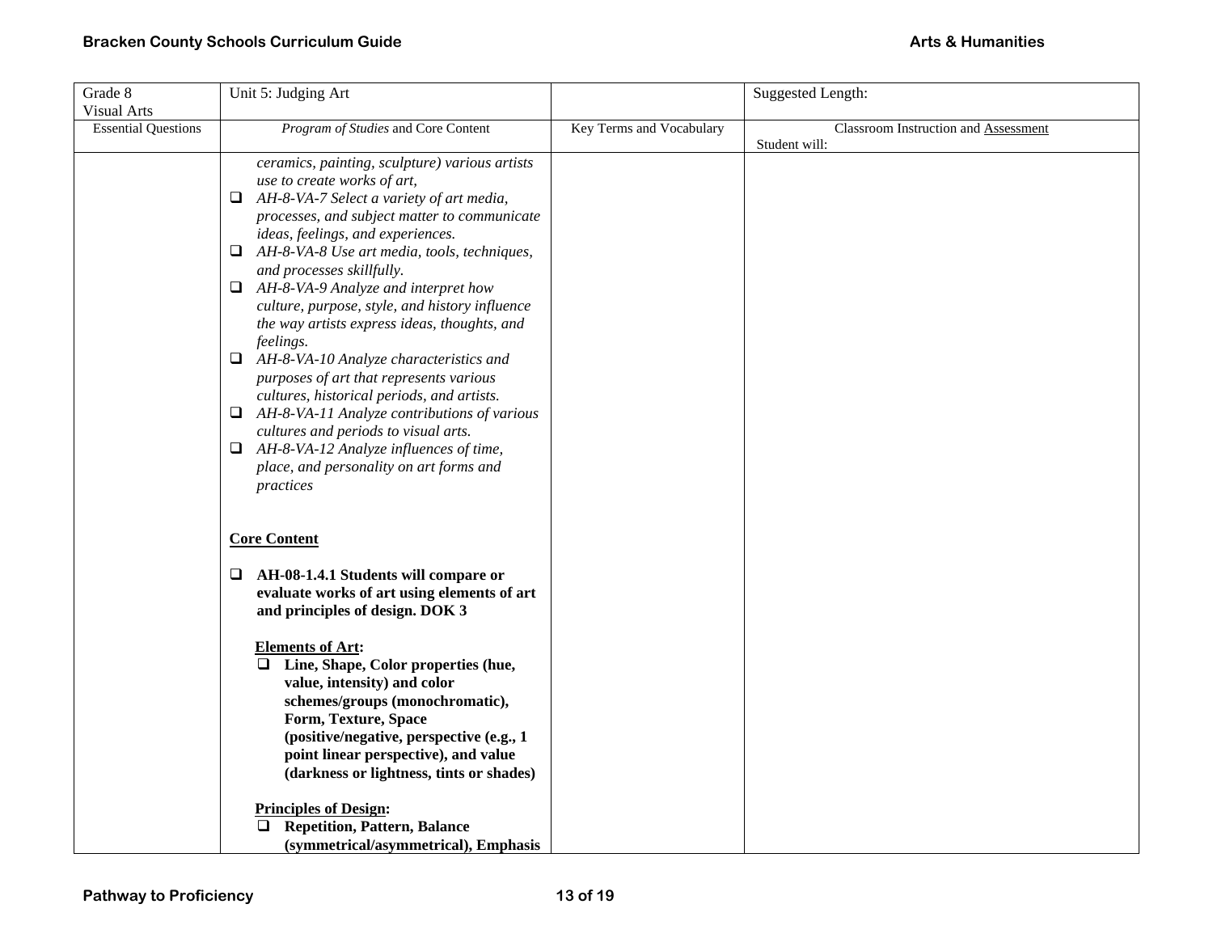| Grade 8<br>Visual Arts | Unit 5: Judging Art | | Suggested Length: |
|---|---|---|---|
| Essential Questions | *Program of Studies* and Core Content | Key Terms and Vocabulary | Classroom Instruction and Assessment<br>Student will: |
| | *ceramics, painting, sculpture) various artists use to create works of art,*<br>❑ *AH-8-VA-7 Select a variety of art media, processes, and subject matter to communicate ideas, feelings, and experiences.*<br>❑ *AH-8-VA-8 Use art media, tools, techniques, and processes skillfully.*<br>❑ *AH-8-VA-9 Analyze and interpret how culture, purpose, style, and history influence the way artists express ideas, thoughts, and feelings.*<br>❑ *AH-8-VA-10 Analyze characteristics and purposes of art that represents various cultures, historical periods, and artists.*<br>❑ *AH-8-VA-11 Analyze contributions of various cultures and periods to visual arts.*<br>❑ *AH-8-VA-12 Analyze influences of time, place, and personality on art forms and practices*<br><br>**Core Content**<br><br>❑ **AH-08-1.4.1 Students will compare or evaluate works of art using elements of art and principles of design. DOK 3**<br><br>**Elements of Art:**<br>❑ **Line, Shape, Color properties (hue, value, intensity) and color schemes/groups (monochromatic), Form, Texture, Space (positive/negative, perspective (e.g., 1 point linear perspective), and value (darkness or lightness, tints or shades)**<br><br>**Principles of Design:**<br>❑ **Repetition, Pattern, Balance (symmetrical/asymmetrical), Emphasis** | | |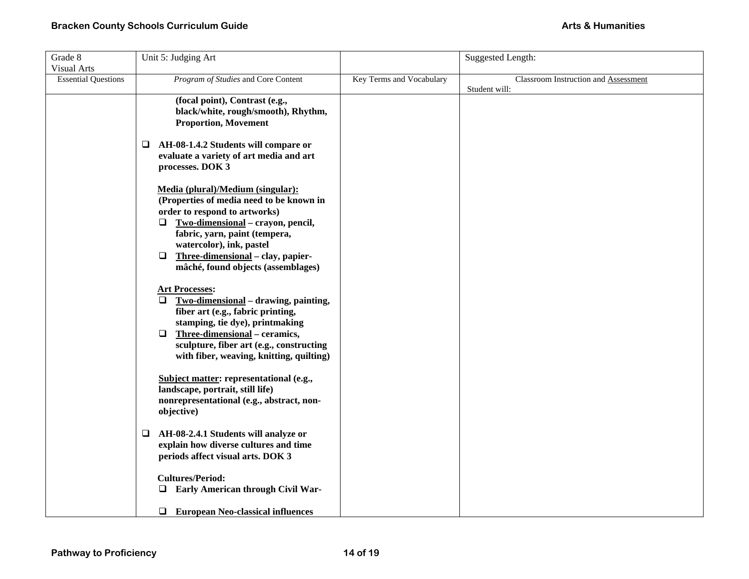| Grade 8 Visual Arts | Unit 5: Judging Art | | Suggested Length: |
|---|---|---|---|
| Essential Questions | *Program of Studies* and Core Content | Key Terms and Vocabulary | Classroom Instruction and Assessment<br>Student will: |
| | **(focal point), Contrast (e.g., black/white, rough/smooth), Rhythm, Proportion, Movement**<br><br>❑ **AH-08-1.4.2 Students will compare or evaluate a variety of art media and art processes. DOK 3**<br><br>**Media (plural)/Medium (singular): (Properties of media need to be known in order to respond to artworks)**<br>❑ **Two-dimensional – crayon, pencil, fabric, yarn, paint (tempera, watercolor), ink, pastel**<br>❑ **Three-dimensional – clay, papier-mâché, found objects (assemblages)**<br><br>**Art Processes:**<br>❑ **Two-dimensional – drawing, painting, fiber art (e.g., fabric printing, stamping, tie dye), printmaking**<br>❑ **Three-dimensional – ceramics, sculpture, fiber art (e.g., constructing with fiber, weaving, knitting, quilting)**<br><br>**Subject matter: representational (e.g., landscape, portrait, still life) nonrepresentational (e.g., abstract, non-objective)**<br><br>❑ **AH-08-2.4.1 Students will analyze or explain how diverse cultures and time periods affect visual arts. DOK 3**<br><br>**Cultures/Period:**<br>❑ **Early American through Civil War-**<br><br>❑ **European Neo-classical influences** | | |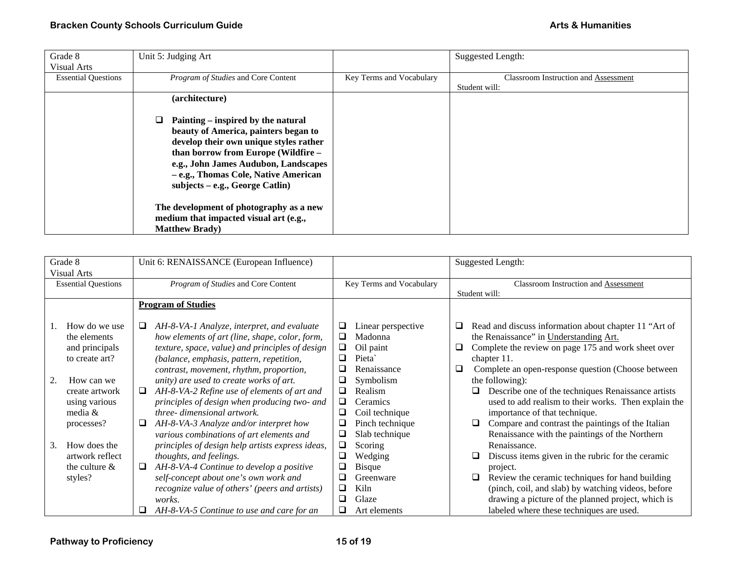| Grade 8 Visual Arts | Unit 5: Judging Art | | Suggested Length: |
|---|---|---|---|
| Essential Questions | *Program of Studies* and Core Content | Key Terms and Vocabulary | Classroom Instruction and Assessment<br>Student will: |
| | **(architecture)**<br><br>❑ **Painting – inspired by the natural beauty of America, painters began to develop their own unique styles rather than borrow from Europe (Wildfire – e.g., John James Audubon, Landscapes – e.g., Thomas Cole, Native American subjects – e.g., George Catlin)**<br><br>**The development of photography as a new medium that impacted visual art (e.g., Matthew Brady)** | | |

| Grade 8 Visual Arts | Unit 6: RENAISSANCE (European Influence) | | Suggested Length: |
|---|---|---|---|
| Essential Questions | *Program of Studies* and Core Content | Key Terms and Vocabulary | Classroom Instruction and Assessment<br>Student will: |
| 1. How do we use the elements and principles to create art?<br><br>2. How can we create artwork using various media & processes?<br><br>3. How does the artwork reflect the culture & styles? | **Program of Studies**<br><br>❑ *AH-8-VA-1 Analyze, interpret, and evaluate how elements of art (line, shape, color, form, texture, space, value) and principles of design (balance, emphasis, pattern, repetition, contrast, movement, rhythm, proportion, unity) are used to create works of art.*<br>❑ *AH-8-VA-2 Refine use of elements of art and principles of design when producing two- and three- dimensional artwork.*<br>❑ *AH-8-VA-3 Analyze and/or interpret how various combinations of art elements and principles of design help artists express ideas, thoughts, and feelings.*<br>❑ *AH-8-VA-4 Continue to develop a positive self-concept about one's own work and recognize value of others' (peers and artists) works.*<br>❑ *AH-8-VA-5 Continue to use and care for an* | ❑ Linear perspective<br>❑ Madonna<br>❑ Oil paint<br>❑ Pieta`<br>❑ Renaissance<br>❑ Symbolism<br>❑ Realism<br>❑ Ceramics<br>❑ Coil technique<br>❑ Pinch technique<br>❑ Slab technique<br>❑ Scoring<br>❑ Wedging<br>❑ Bisque<br>❑ Greenware<br>❑ Kiln<br>❑ Glaze<br>❑ Art elements | ❑ Read and discuss information about chapter 11 "Art of the Renaissance" in Understanding Art.<br>❑ Complete the review on page 175 and work sheet over chapter 11.<br>❑ Complete an open-response question (Choose between the following):<br>&nbsp;&nbsp;❑ Describe one of the techniques Renaissance artists used to add realism to their works. Then explain the importance of that technique.<br>&nbsp;&nbsp;❑ Compare and contrast the paintings of the Italian Renaissance with the paintings of the Northern Renaissance.<br>&nbsp;&nbsp;❑ Discuss items given in the rubric for the ceramic project.<br>&nbsp;&nbsp;❑ Review the ceramic techniques for hand building (pinch, coil, and slab) by watching videos, before drawing a picture of the planned project, which is labeled where these techniques are used. |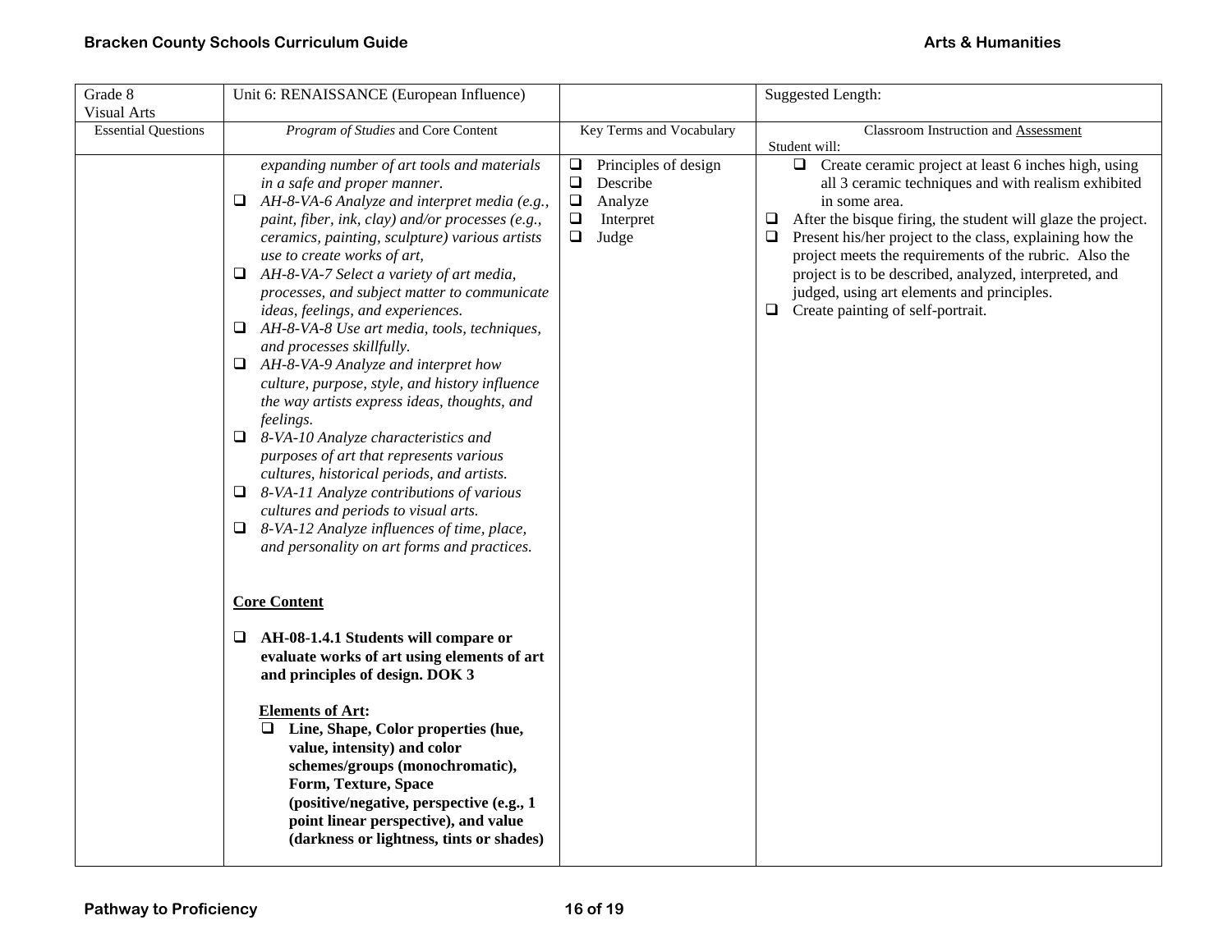| Grade 8<br>Visual Arts | Unit 6: RENAISSANCE (European Influence) | | Suggested Length: |
|---|---|---|---|
| Essential Questions | *Program of Studies* and Core Content | Key Terms and Vocabulary | Classroom Instruction and Assessment<br>Student will: |
| | *expanding number of art tools and materials in a safe and proper manner.*<br>❑ *AH-8-VA-6 Analyze and interpret media (e.g., paint, fiber, ink, clay) and/or processes (e.g., ceramics, painting, sculpture) various artists use to create works of art,*<br>❑ *AH-8-VA-7 Select a variety of art media, processes, and subject matter to communicate ideas, feelings, and experiences.*<br>❑ *AH-8-VA-8 Use art media, tools, techniques, and processes skillfully.*<br>❑ *AH-8-VA-9 Analyze and interpret how culture, purpose, style, and history influence the way artists express ideas, thoughts, and feelings.*<br>❑ *8-VA-10 Analyze characteristics and purposes of art that represents various cultures, historical periods, and artists.*<br>❑ *8-VA-11 Analyze contributions of various cultures and periods to visual arts.*<br>❑ *8-VA-12 Analyze influences of time, place, and personality on art forms and practices.*<br><br>**Core Content**<br><br>❑ **AH-08-1.4.1 Students will compare or evaluate works of art using elements of art and principles of design. DOK 3**<br><br>**Elements of Art:**<br>❑ **Line, Shape, Color properties (hue, value, intensity) and color schemes/groups (monochromatic), Form, Texture, Space (positive/negative, perspective (e.g., 1 point linear perspective), and value (darkness or lightness, tints or shades)** | ❑ Principles of design<br>❑ Describe<br>❑ Analyze<br>❑ Interpret<br>❑ Judge | ❑ Create ceramic project at least 6 inches high, using all 3 ceramic techniques and with realism exhibited in some area.<br>❑ After the bisque firing, the student will glaze the project.<br>❑ Present his/her project to the class, explaining how the project meets the requirements of the rubric. Also the project is to be described, analyzed, interpreted, and judged, using art elements and principles.<br>❑ Create painting of self-portrait. |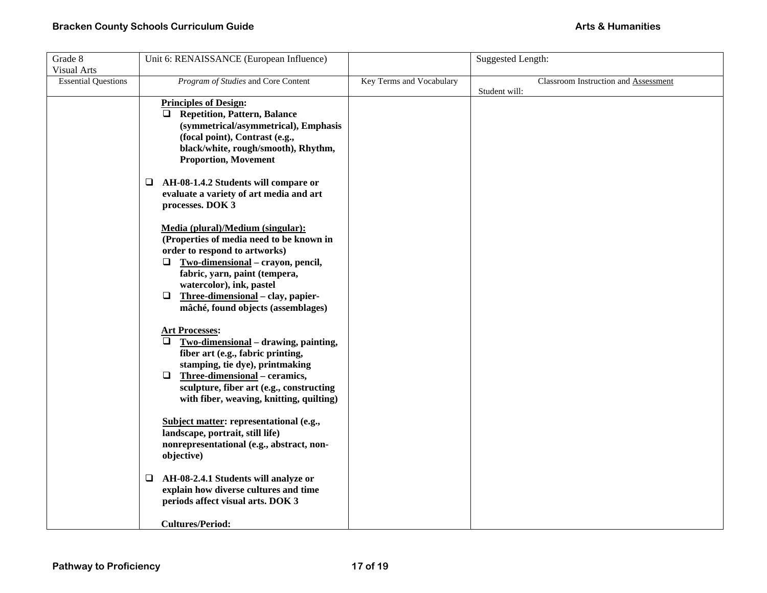| Grade 8 Visual Arts | Unit 6: RENAISSANCE (European Influence) | | Suggested Length: |
|---|---|---|---|
| Essential Questions | *Program of Studies* and Core Content | Key Terms and Vocabulary | Classroom Instruction and Assessment<br>Student will: |
| | **Principles of Design:**<br>❑ **Repetition, Pattern, Balance (symmetrical/asymmetrical), Emphasis (focal point), Contrast (e.g., black/white, rough/smooth), Rhythm, Proportion, Movement**<br><br>❑ **AH-08-1.4.2 Students will compare or evaluate a variety of art media and art processes. DOK 3**<br><br>**Media (plural)/Medium (singular):**<br>**(Properties of media need to be known in order to respond to artworks)**<br>❑ **Two-dimensional – crayon, pencil, fabric, yarn, paint (tempera, watercolor), ink, pastel**<br>❑ **Three-dimensional – clay, papier-mâché, found objects (assemblages)**<br><br>**Art Processes:**<br>❑ **Two-dimensional – drawing, painting, fiber art (e.g., fabric printing, stamping, tie dye), printmaking**<br>❑ **Three-dimensional – ceramics, sculpture, fiber art (e.g., constructing with fiber, weaving, knitting, quilting)**<br><br>**Subject matter: representational (e.g., landscape, portrait, still life) nonrepresentational (e.g., abstract, non-objective)**<br><br>❑ **AH-08-2.4.1 Students will analyze or explain how diverse cultures and time periods affect visual arts. DOK 3**<br><br>**Cultures/Period:** | | |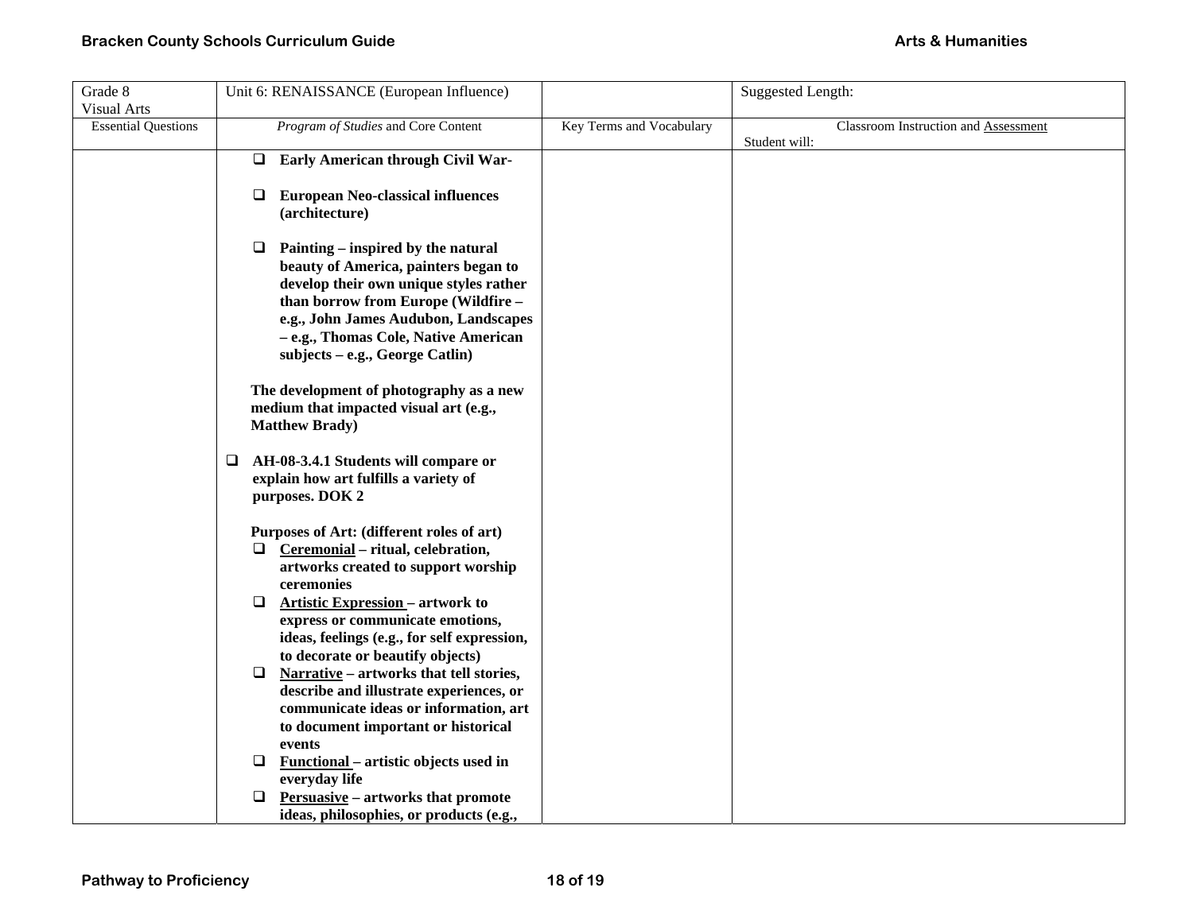| Grade 8<br>Visual Arts | Unit 6: RENAISSANCE (European Influence) | | Suggested Length: |
|---|---|---|---|
| Essential Questions | *Program of Studies* and Core Content | Key Terms and Vocabulary | Classroom Instruction and <u>Assessment</u><br>Student will: |
| | ❑ **Early American through Civil War-**<br><br>❑ **European Neo-classical influences (architecture)**<br><br>❑ **Painting – inspired by the natural beauty of America, painters began to develop their own unique styles rather than borrow from Europe (Wildfire – e.g., John James Audubon, Landscapes – e.g., Thomas Cole, Native American subjects – e.g., George Catlin)**<br><br>**The development of photography as a new medium that impacted visual art (e.g., Matthew Brady)**<br><br>❑ **AH-08-3.4.1 Students will compare or explain how art fulfills a variety of purposes. DOK 2**<br><br>**Purposes of Art: (different roles of art)**<br>❑ **<u>Ceremonial</u> – ritual, celebration, artworks created to support worship ceremonies**<br>❑ **<u>Artistic Expression</u> – artwork to express or communicate emotions, ideas, feelings (e.g., for self expression, to decorate or beautify objects)**<br>❑ **<u>Narrative</u> – artworks that tell stories, describe and illustrate experiences, or communicate ideas or information, art to document important or historical events**<br>❑ **<u>Functional</u> – artistic objects used in everyday life**<br>❑ **<u>Persuasive</u> – artworks that promote ideas, philosophies, or products (e.g.,** | | |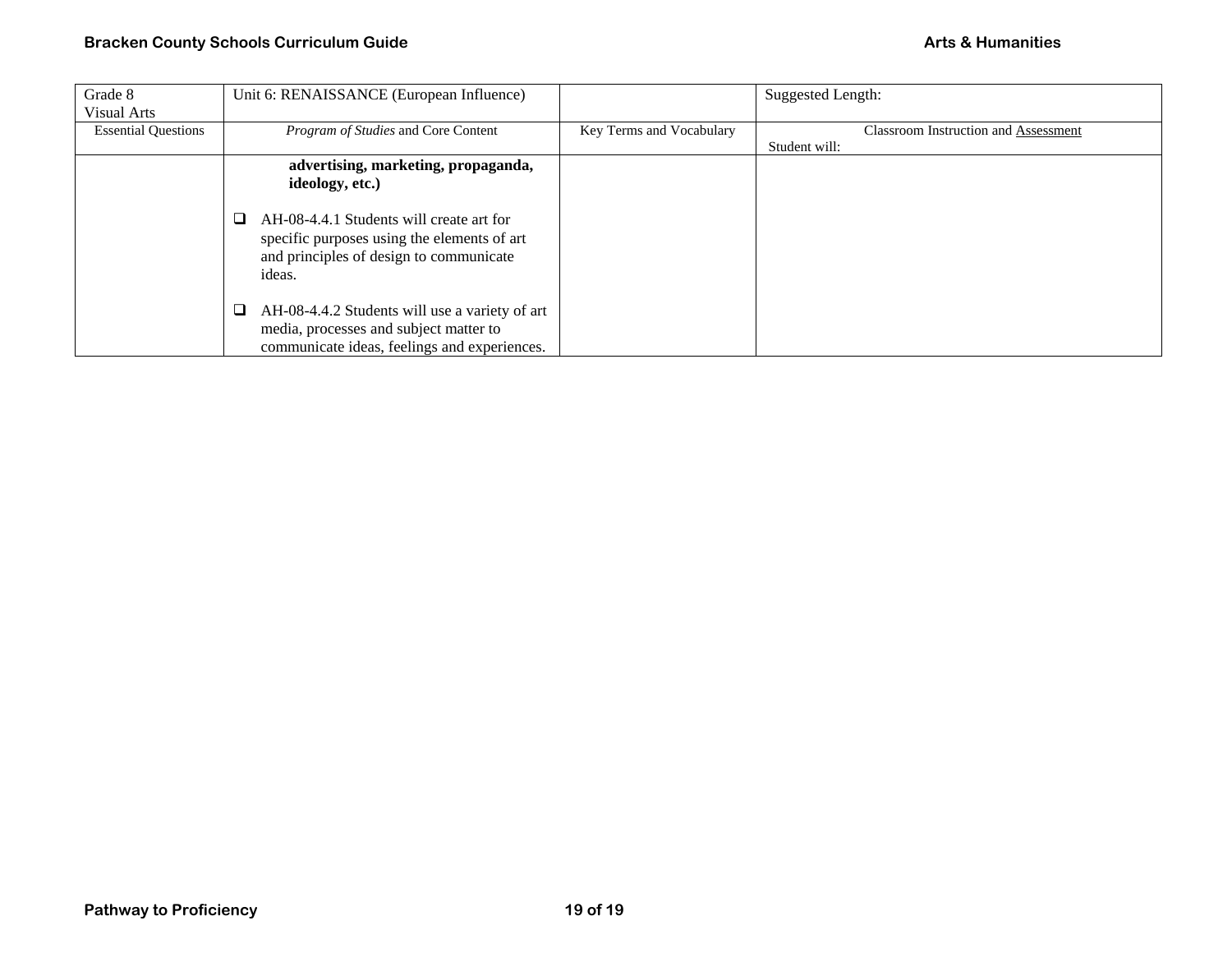| Grade 8<br>Visual Arts | Unit 6: RENAISSANCE (European Influence) | | Suggested Length: |
|---|---|---|---|
| Essential Questions | *Program of Studies* and Core Content | Key Terms and Vocabulary | Classroom Instruction and Assessment<br>Student will: |
| | **advertising, marketing, propaganda, ideology, etc.)**<br><br>❑ AH-08-4.4.1 Students will create art for specific purposes using the elements of art and principles of design to communicate ideas.<br><br>❑ AH-08-4.4.2 Students will use a variety of art media, processes and subject matter to communicate ideas, feelings and experiences. | | |